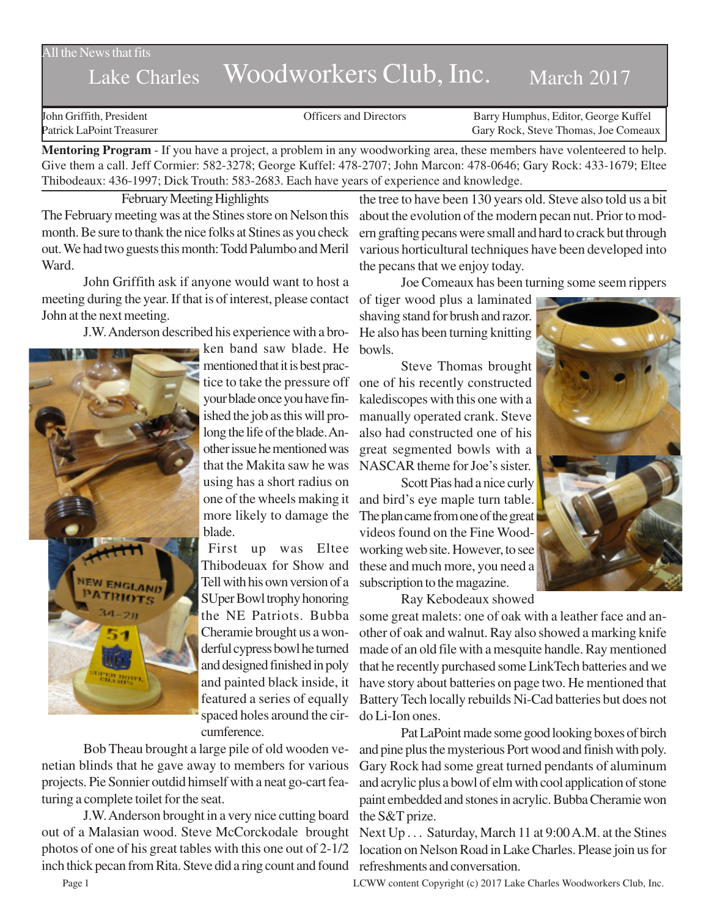All the News that fits

# Lake Charles Woodworkers Club, Inc. March 2017

John Griffith, President
Patrick LaPoint Treasurer

Officers and Directors

Barry Humphus, Editor, George Kuffel
Gary Rock, Steve Thomas, Joe Comeaux

**Mentoring Program** - If you have a project, a problem in any woodworking area, these members have volenteered to help. Give them a call. Jeff Cormier: 582-3278; George Kuffel: 478-2707; John Marcon: 478-0646; Gary Rock: 433-1679; Eltee Thibodeaux: 436-1997; Dick Trouth: 583-2683. Each have years of experience and knowledge.

## February Meeting Highlights

The February meeting was at the Stines store on Nelson this month. Be sure to thank the nice folks at Stines as you check out. We had two guests this month: Todd Palumbo and Meril Ward.

John Griffith ask if anyone would want to host a meeting during the year. If that is of interest, please contact John at the next meeting.

J.W. Anderson described his experience with a broken band saw blade. He mentioned that it is best practice to take the pressure off your blade once you have finished the job as this will prolong the life of the blade. Another issue he mentioned was that the Makita saw he was using has a short radius on one of the wheels making it more likely to damage the blade.

First up was Eltee Thibodeux for Show and Tell with his own version of a SUper Bowl trophy honoring the NE Patriots. Bubba Cheramie brought us a wonderful cypress bowl he turned and designed finished in poly and painted black inside, it featured a series of equally spaced holes around the circumference.

Bob Theau brought a large pile of old wooden venetian blinds that he gave away to members for various projects. Pie Sonnier outdid himself with a neat go-cart featuring a complete toilet for the seat.

J.W. Anderson brought in a very nice cutting board out of a Malasian wood. Steve McCorckodale brought photos of one of his great tables with this one out of 2-1/2 inch thick pecan from Rita. Steve did a ring count and found the tree to have been 130 years old. Steve also told us a bit about the evolution of the modern pecan nut. Prior to modern grafting pecans were small and hard to crack but through various horticultural techniques have been developed into the pecans that we enjoy today.

Joe Comeaux has been turning some seem rippers of tiger wood plus a laminated shaving stand for brush and razor. He also has been turning knitting bowls.

Steve Thomas brought one of his recently constructed kalediscopes with this one with a manually operated crank. Steve also had constructed one of his great segmented bowls with a NASCAR theme for Joe's sister.

Scott Pias had a nice curly and bird's eye maple turn table. The plan came from one of the great videos found on the Fine Woodworking web site. However, to see these and much more, you need a subscription to the magazine.

Ray Kebodeaux showed some great malets: one of oak with a leather face and another of oak and walnut. Ray also showed a marking knife made of an old file with a mesquite handle. Ray mentioned that he recently purchased some LinkTech batteries and we have story about batteries on page two. He mentioned that Battery Tech locally rebuilds Ni-Cad batteries but does not do Li-Ion ones.

Pat LaPoint made some good looking boxes of birch and pine plus the mysterious Port wood and finish with poly. Gary Rock had some great turned pendants of aluminum and acrylic plus a bowl of elm with cool application of stone paint embedded and stones in acrylic. Bubba Cheramie won the S&T prize.

Next Up . . . Saturday, March 11 at 9:00 A.M. at the Stines location on Nelson Road in Lake Charles. Please join us for refreshments and conversation.

LCWW content Copyright (c) 2017 Lake Charles Woodworkers Club, Inc.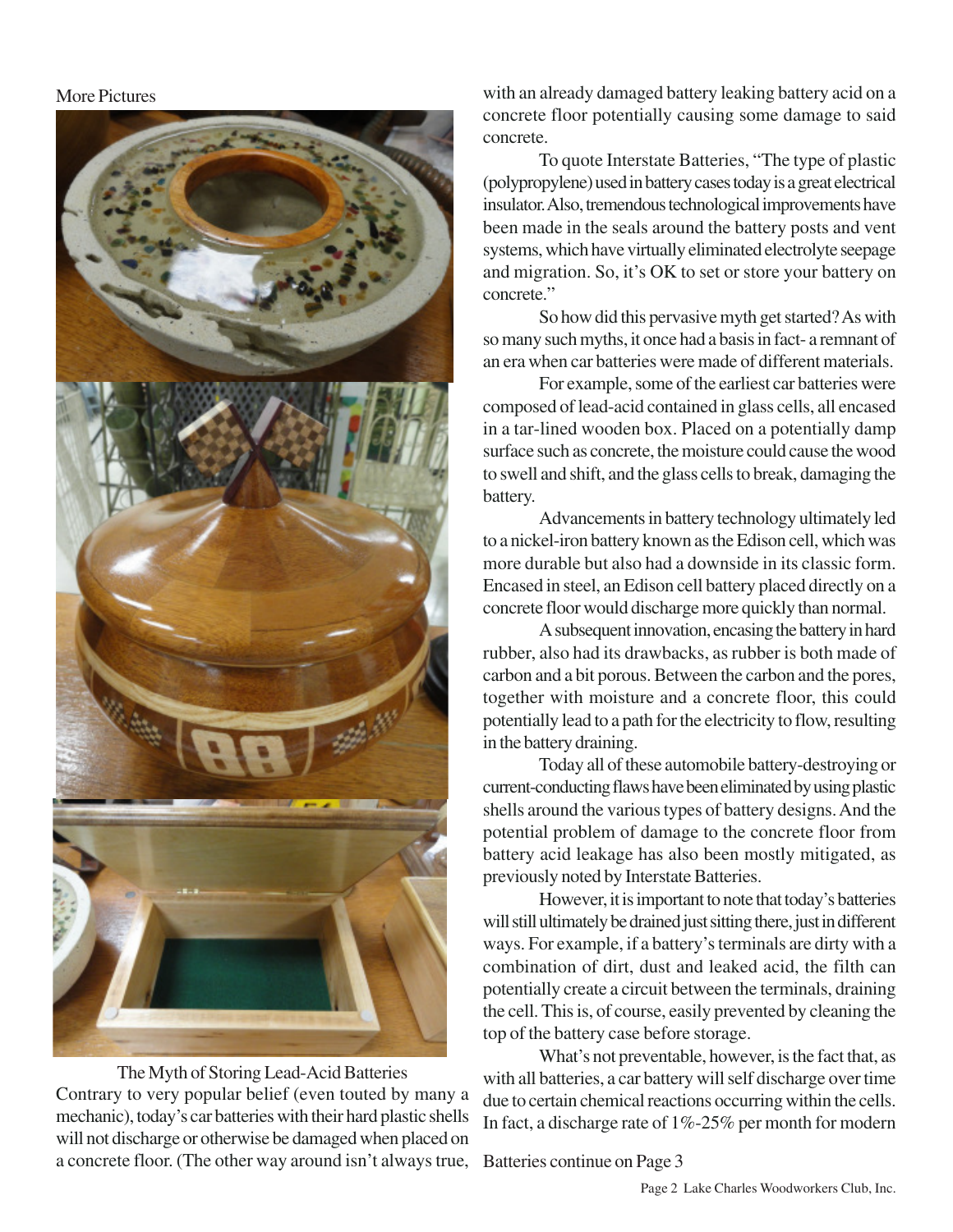More Pictures

The Myth of Storing Lead-Acid Batteries

Contrary to very popular belief (even touted by many a mechanic), today's car batteries with their hard plastic shells will not discharge or otherwise be damaged when placed on a concrete floor. (The other way around isn't always true, with an already damaged battery leaking battery acid on a concrete floor potentially causing some damage to said concrete.

To quote Interstate Batteries, "The type of plastic (polypropylene) used in battery cases today is a great electrical insulator. Also, tremendous technological improvements have been made in the seals around the battery posts and vent systems, which have virtually eliminated electrolyte seepage and migration. So, it's OK to set or store your battery on concrete."

So how did this pervasive myth get started? As with so many such myths, it once had a basis in fact- a remnant of an era when car batteries were made of different materials.

For example, some of the earliest car batteries were composed of lead-acid contained in glass cells, all encased in a tar-lined wooden box. Placed on a potentially damp surface such as concrete, the moisture could cause the wood to swell and shift, and the glass cells to break, damaging the battery.

Advancements in battery technology ultimately led to a nickel-iron battery known as the Edison cell, which was more durable but also had a downside in its classic form. Encased in steel, an Edison cell battery placed directly on a concrete floor would discharge more quickly than normal.

A subsequent innovation, encasing the battery in hard rubber, also had its drawbacks, as rubber is both made of carbon and a bit porous. Between the carbon and the pores, together with moisture and a concrete floor, this could potentially lead to a path for the electricity to flow, resulting in the battery draining.

Today all of these automobile battery-destroying or current-conducting flaws have been eliminated by using plastic shells around the various types of battery designs. And the potential problem of damage to the concrete floor from battery acid leakage has also been mostly mitigated, as previously noted by Interstate Batteries.

However, it is important to note that today's batteries will still ultimately be drained just sitting there, just in different ways. For example, if a battery's terminals are dirty with a combination of dirt, dust and leaked acid, the filth can potentially create a circuit between the terminals, draining the cell. This is, of course, easily prevented by cleaning the top of the battery case before storage.

What's not preventable, however, is the fact that, as with all batteries, a car battery will self discharge over time due to certain chemical reactions occurring within the cells. In fact, a discharge rate of 1%-25% per month for modern

Batteries continue on Page 3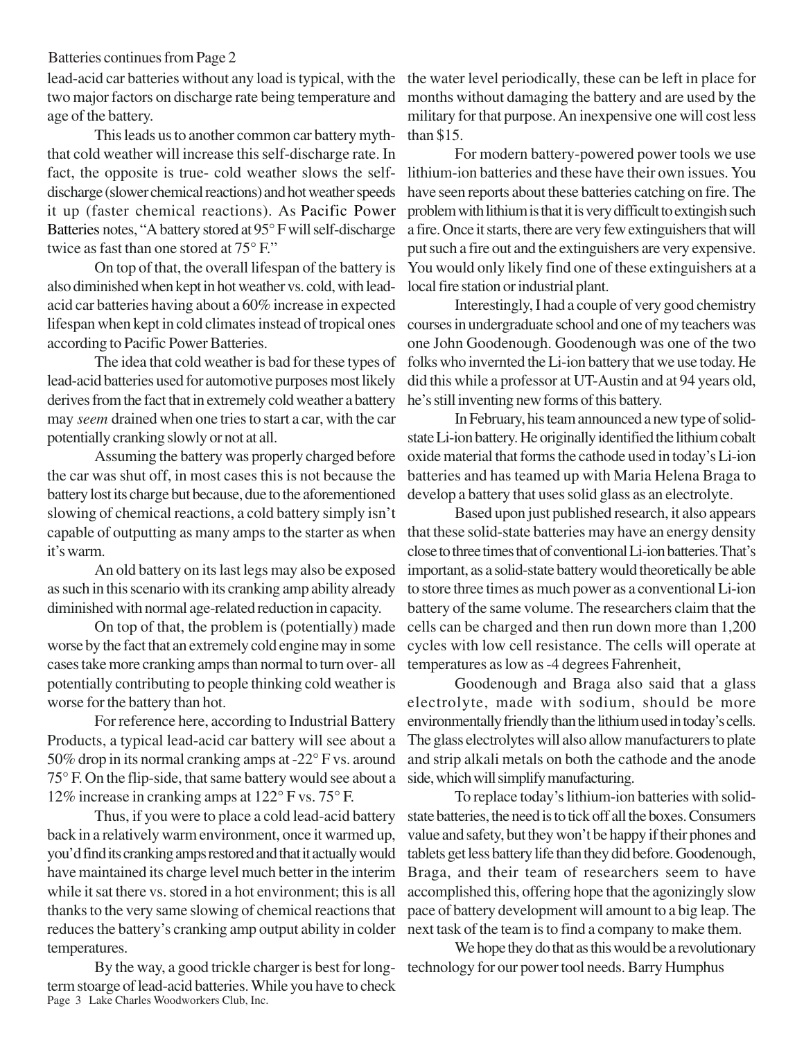Batteries continues from Page 2

lead-acid car batteries without any load is typical, with the two major factors on discharge rate being temperature and age of the battery.

This leads us to another common car battery myth- that cold weather will increase this self-discharge rate. In fact, the opposite is true- cold weather slows the self-discharge (slower chemical reactions) and hot weather speeds it up (faster chemical reactions). As Pacific Power Batteries notes, "A battery stored at 95° F will self-discharge twice as fast than one stored at 75° F."

On top of that, the overall lifespan of the battery is also diminished when kept in hot weather vs. cold, with lead-acid car batteries having about a 60% increase in expected lifespan when kept in cold climates instead of tropical ones according to Pacific Power Batteries.

The idea that cold weather is bad for these types of lead-acid batteries used for automotive purposes most likely derives from the fact that in extremely cold weather a battery may *seem* drained when one tries to start a car, with the car potentially cranking slowly or not at all.

Assuming the battery was properly charged before the car was shut off, in most cases this is not because the battery lost its charge but because, due to the aforementioned slowing of chemical reactions, a cold battery simply isn't capable of outputting as many amps to the starter as when it's warm.

An old battery on its last legs may also be exposed as such in this scenario with its cranking amp ability already diminished with normal age-related reduction in capacity.

On top of that, the problem is (potentially) made worse by the fact that an extremely cold engine may in some cases take more cranking amps than normal to turn over- all potentially contributing to people thinking cold weather is worse for the battery than hot.

For reference here, according to Industrial Battery Products, a typical lead-acid car battery will see about a 50% drop in its normal cranking amps at -22° F vs. around 75° F. On the flip-side, that same battery would see about a 12% increase in cranking amps at 122° F vs. 75° F.

Thus, if you were to place a cold lead-acid battery back in a relatively warm environment, once it warmed up, you'd find its cranking amps restored and that it actually would have maintained its charge level much better in the interim while it sat there vs. stored in a hot environment; this is all thanks to the very same slowing of chemical reactions that reduces the battery's cranking amp output ability in colder temperatures.

By the way, a good trickle charger is best for long-term stoarge of lead-acid batteries. While you have to check the water level periodically, these can be left in place for months without damaging the battery and are used by the military for that purpose. An inexpensive one will cost less than $15.

For modern battery-powered power tools we use lithium-ion batteries and these have their own issues. You have seen reports about these batteries catching on fire. The problem with lithium is that it is very difficult to extingish such a fire. Once it starts, there are very few extinguishers that will put such a fire out and the extinguishers are very expensive. You would only likely find one of these extinguishers at a local fire station or industrial plant.

Interestingly, I had a couple of very good chemistry courses in undergraduate school and one of my teachers was one John Goodenough. Goodenough was one of the two folks who invernted the Li-ion battery that we use today. He did this while a professor at UT-Austin and at 94 years old, he's still inventing new forms of this battery.

In February, his team announced a new type of solid-state Li-ion battery. He originally identified the lithium cobalt oxide material that forms the cathode used in today's Li-ion batteries and has teamed up with Maria Helena Braga to develop a battery that uses solid glass as an electrolyte.

Based upon just published research, it also appears that these solid-state batteries may have an energy density close to three times that of conventional Li-ion batteries. That's important, as a solid-state battery would theoretically be able to store three times as much power as a conventional Li-ion battery of the same volume. The researchers claim that the cells can be charged and then run down more than 1,200 cycles with low cell resistance. The cells will operate at temperatures as low as -4 degrees Fahrenheit,

Goodenough and Braga also said that a glass electrolyte, made with sodium, should be more environmentally friendly than the lithium used in today's cells. The glass electrolytes will also allow manufacturers to plate and strip alkali metals on both the cathode and the anode side, which will simplify manufacturing.

To replace today's lithium-ion batteries with solid-state batteries, the need is to tick off all the boxes. Consumers value and safety, but they won't be happy if their phones and tablets get less battery life than they did before. Goodenough, Braga, and their team of researchers seem to have accomplished this, offering hope that the agonizingly slow pace of battery development will amount to a big leap. The next task of the team is to find a company to make them.

We hope they do that as this would be a revolutionary technology for our power tool needs. Barry Humphus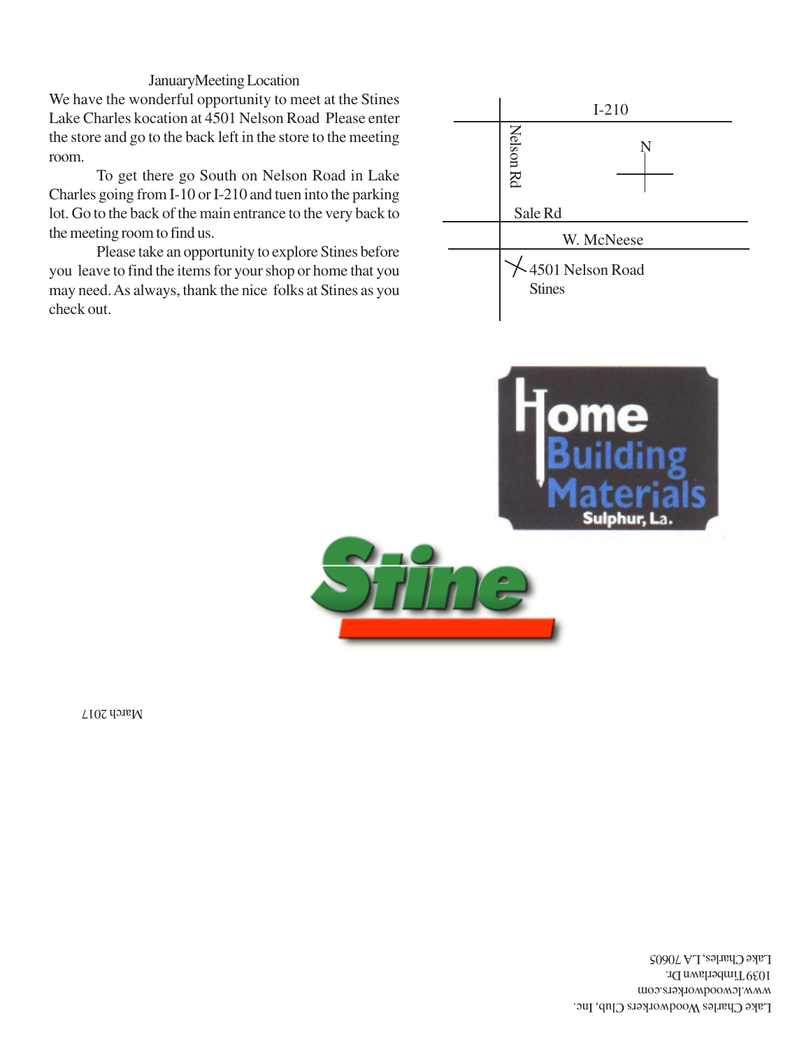## JanuaryMeeting Location

We have the wonderful opportunity to meet at the Stines Lake Charles kocation at 4501 Nelson Road Please enter the store and go to the back left in the store to the meeting room.

To get there go South on Nelson Road in Lake Charles going from I-10 or I-210 and tuen into the parking lot. Go to the back of the main entrance to the very back to the meeting room to find us.

Please take an opportunity to explore Stines before you leave to find the items for your shop or home that you may need. As always, thank the nice folks at Stines as you check out.

I-210

Nelson Rd

N

Sale Rd

W. McNeese

4501 Nelson Road
Stines

Home Building Materials
Sulphur, La.

Stine

March 2017

Lake Charles Woodworkers Club, Inc.
www.lcwoodworkers.com
1039 Timberlawn Dr.
Lake Charles, LA 70605